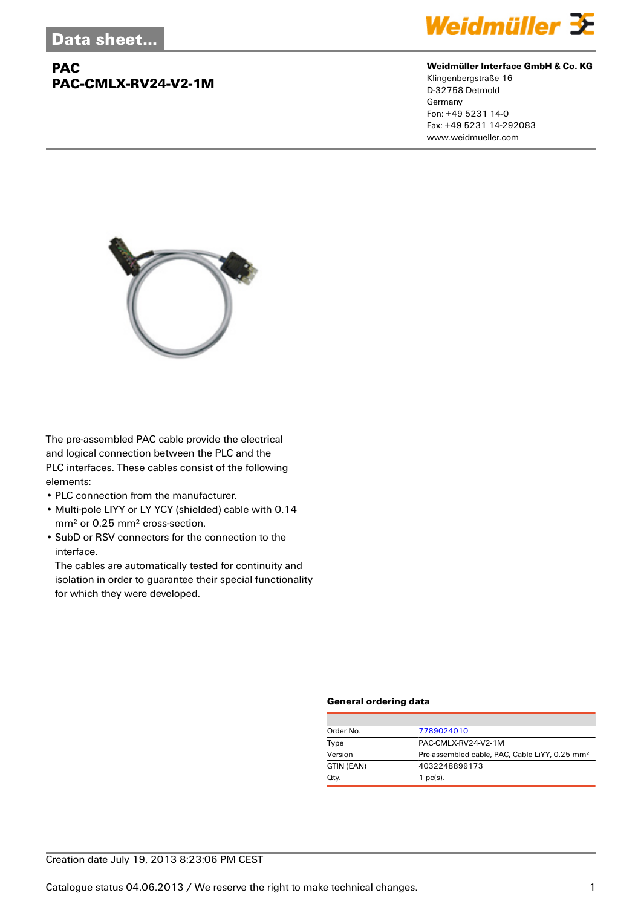Data sheet...

# PAC
# PAC-CMLX-RV24-V2-1M

**Weidmüller Interface GmbH & Co. KG**
Klingenbergstraße 16
D-32758 Detmold
Germany
Fon: +49 5231 14-0
Fax: +49 5231 14-292083
www.weidmueller.com

The pre-assembled PAC cable provide the electrical and logical connection between the PLC and the PLC interfaces. These cables consist of the following elements:

- PLC connection from the manufacturer.
- Multi-pole LIYY or LY YCY (shielded) cable with 0.14 mm² or 0.25 mm² cross-section.
- SubD or RSV connectors for the connection to the interface.
  The cables are automatically tested for continuity and isolation in order to guarantee their special functionality for which they were developed.

### General ordering data

| | |
|---|---|
| Order No. | 7789024010 |
| Type | PAC-CMLX-RV24-V2-1M |
| Version | Pre-assembled cable, PAC, Cable LiYY, 0.25 mm² |
| GTIN (EAN) | 4032248899173 |
| Qty. | 1 pc(s). |

Creation date July 19, 2013 8:23:06 PM CEST

Catalogue status 04.06.2013 / We reserve the right to make technical changes.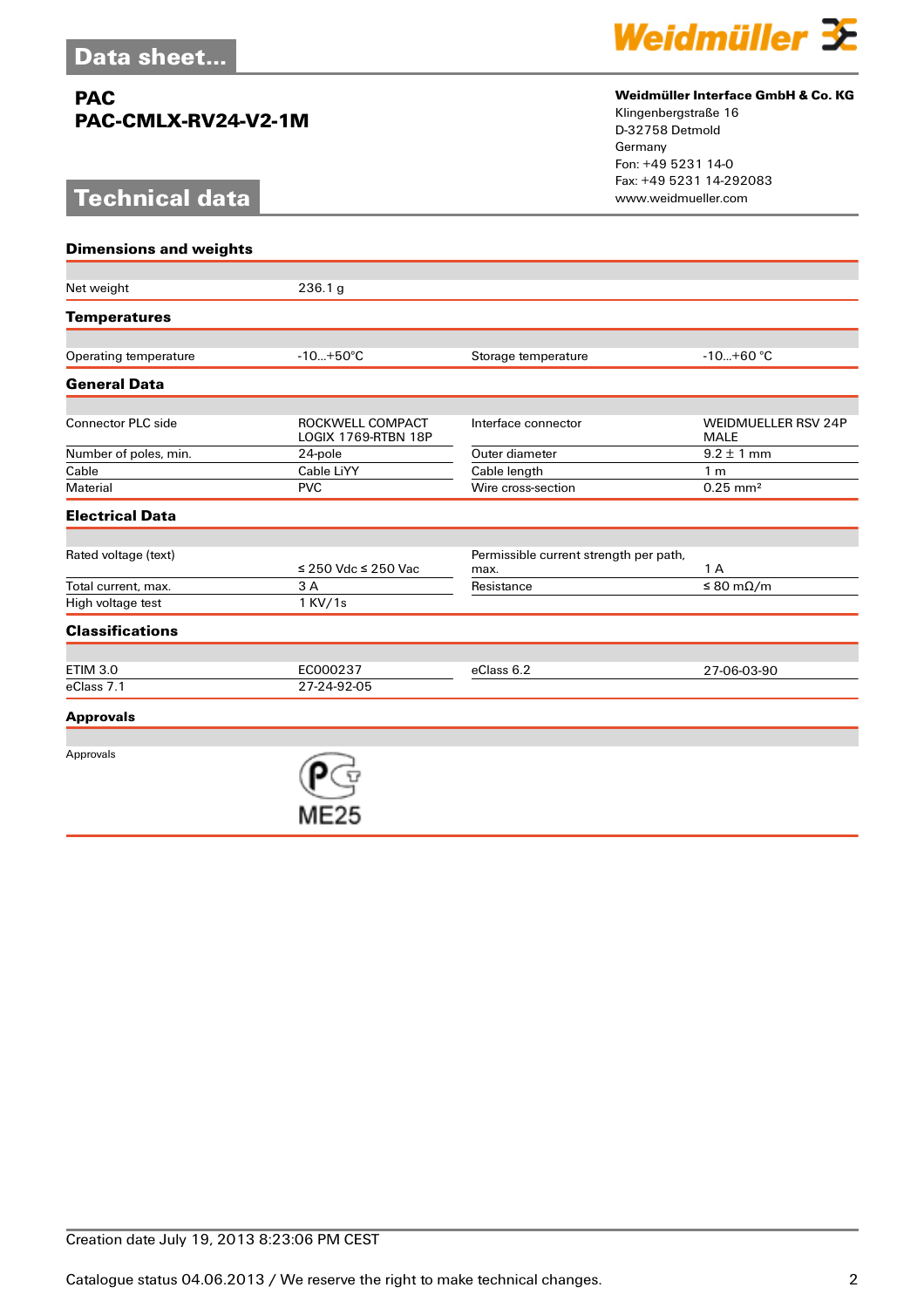# Data sheet...

## PAC
## PAC-CMLX-RV24-V2-1M

**Weidmüller Interface GmbH & Co. KG**
Klingenbergstraße 16
D-32758 Detmold
Germany
Fon: +49 5231 14-0
Fax: +49 5231 14-292083
www.weidmueller.com

# Technical data

### Dimensions and weights

| | | | |
|---|---|---|---|
| Net weight | 236.1 g | | |

### Temperatures

| | | | |
|---|---|---|---|
| Operating temperature | -10...+50°C | Storage temperature | -10...+60 °C |

### General Data

| | | | |
|---|---|---|---|
| Connector PLC side | ROCKWELL COMPACT LOGIX 1769-RTBN 18P | Interface connector | WEIDMUELLER RSV 24P MALE |
| Number of poles, min. | 24-pole | Outer diameter | 9.2 ± 1 mm |
| Cable | Cable LiYY | Cable length | 1 m |
| Material | PVC | Wire cross-section | 0.25 mm² |

### Electrical Data

| | | | |
|---|---|---|---|
| Rated voltage (text) | ≤ 250 Vdc ≤ 250 Vac | Permissible current strength per path, max. | 1 A |
| Total current, max. | 3 A | Resistance | ≤ 80 mΩ/m |
| High voltage test | 1 KV/1s | | |

### Classifications

| | | | |
|---|---|---|---|
| ETIM 3.0 | EC000237 | eClass 6.2 | 27-06-03-90 |
| eClass 7.1 | 27-24-92-05 | | |

### Approvals

Approvals

ME25

Creation date July 19, 2013 8:23:06 PM CEST

Catalogue status 04.06.2013 / We reserve the right to make technical changes.